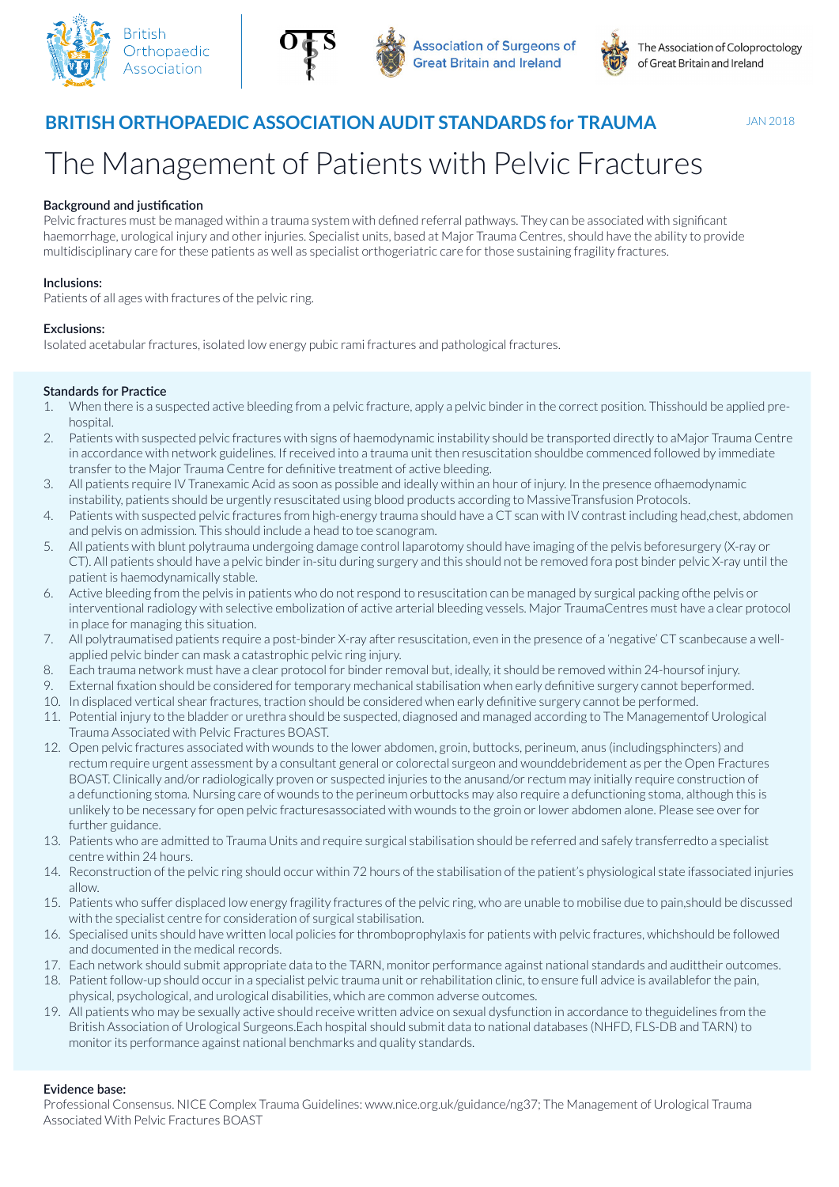British Orthopaedic Association | OTS | Association of Surgeons of Great Britain and Ireland | The Association of Coloproctology of Great Britain and Ireland

## BRITISH ORTHOPAEDIC ASSOCIATION AUDIT STANDARDS for TRAUMA

JAN 2018

# The Management of Patients with Pelvic Fractures

### Background and justification

Pelvic fractures must be managed within a trauma system with defined referral pathways. They can be associated with significant haemorrhage, urological injury and other injuries. Specialist units, based at Major Trauma Centres, should have the ability to provide multidisciplinary care for these patients as well as specialist orthogeriatric care for those sustaining fragility fractures.

### Inclusions:

Patients of all ages with fractures of the pelvic ring.

### Exclusions:

Isolated acetabular fractures, isolated low energy pubic rami fractures and pathological fractures.

### Standards for Practice

1. When there is a suspected active bleeding from a pelvic fracture, apply a pelvic binder in the correct position. Thisshould be applied pre-hospital.
2. Patients with suspected pelvic fractures with signs of haemodynamic instability should be transported directly to aMajor Trauma Centre in accordance with network guidelines. If received into a trauma unit then resuscitation shouldbe commenced followed by immediate transfer to the Major Trauma Centre for definitive treatment of active bleeding.
3. All patients require IV Tranexamic Acid as soon as possible and ideally within an hour of injury. In the presence ofhaemodynamic instability, patients should be urgently resuscitated using blood products according to MassiveTransfusion Protocols.
4. Patients with suspected pelvic fractures from high-energy trauma should have a CT scan with IV contrast including head,chest, abdomen and pelvis on admission. This should include a head to toe scanogram.
5. All patients with blunt polytrauma undergoing damage control laparotomy should have imaging of the pelvis beforesurgery (X-ray or CT). All patients should have a pelvic binder in-situ during surgery and this should not be removed fora post binder pelvic X-ray until the patient is haemodynamically stable.
6. Active bleeding from the pelvis in patients who do not respond to resuscitation can be managed by surgical packing ofthe pelvis or interventional radiology with selective embolization of active arterial bleeding vessels. Major TraumaCentres must have a clear protocol in place for managing this situation.
7. All polytraumatised patients require a post-binder X-ray after resuscitation, even in the presence of a 'negative' CT scanbecause a well-applied pelvic binder can mask a catastrophic pelvic ring injury.
8. Each trauma network must have a clear protocol for binder removal but, ideally, it should be removed within 24-hoursof injury.
9. External fixation should be considered for temporary mechanical stabilisation when early definitive surgery cannot beperformed.
10. In displaced vertical shear fractures, traction should be considered when early definitive surgery cannot be performed.
11. Potential injury to the bladder or urethra should be suspected, diagnosed and managed according to The Managementof Urological Trauma Associated with Pelvic Fractures BOAST.
12. Open pelvic fractures associated with wounds to the lower abdomen, groin, buttocks, perineum, anus (includingsphincters) and rectum require urgent assessment by a consultant general or colorectal surgeon and wounddebridement as per the Open Fractures BOAST. Clinically and/or radiologically proven or suspected injuries to the anusand/or rectum may initially require construction of a defunctioning stoma. Nursing care of wounds to the perineum orbuttocks may also require a defunctioning stoma, although this is unlikely to be necessary for open pelvic fracturesassociated with wounds to the groin or lower abdomen alone. Please see over for further guidance.
13. Patients who are admitted to Trauma Units and require surgical stabilisation should be referred and safely transferredto a specialist centre within 24 hours.
14. Reconstruction of the pelvic ring should occur within 72 hours of the stabilisation of the patient's physiological state ifassociated injuries allow.
15. Patients who suffer displaced low energy fragility fractures of the pelvic ring, who are unable to mobilise due to pain,should be discussed with the specialist centre for consideration of surgical stabilisation.
16. Specialised units should have written local policies for thromboprophylaxis for patients with pelvic fractures, whichshould be followed and documented in the medical records.
17. Each network should submit appropriate data to the TARN, monitor performance against national standards and audittheir outcomes.
18. Patient follow-up should occur in a specialist pelvic trauma unit or rehabilitation clinic, to ensure full advice is availablefor the pain, physical, psychological, and urological disabilities, which are common adverse outcomes.
19. All patients who may be sexually active should receive written advice on sexual dysfunction in accordance to theguidelines from the British Association of Urological Surgeons.Each hospital should submit data to national databases (NHFD, FLS-DB and TARN) to monitor its performance against national benchmarks and quality standards.

### Evidence base:

Professional Consensus. NICE Complex Trauma Guidelines: www.nice.org.uk/guidance/ng37; The Management of Urological Trauma Associated With Pelvic Fractures BOAST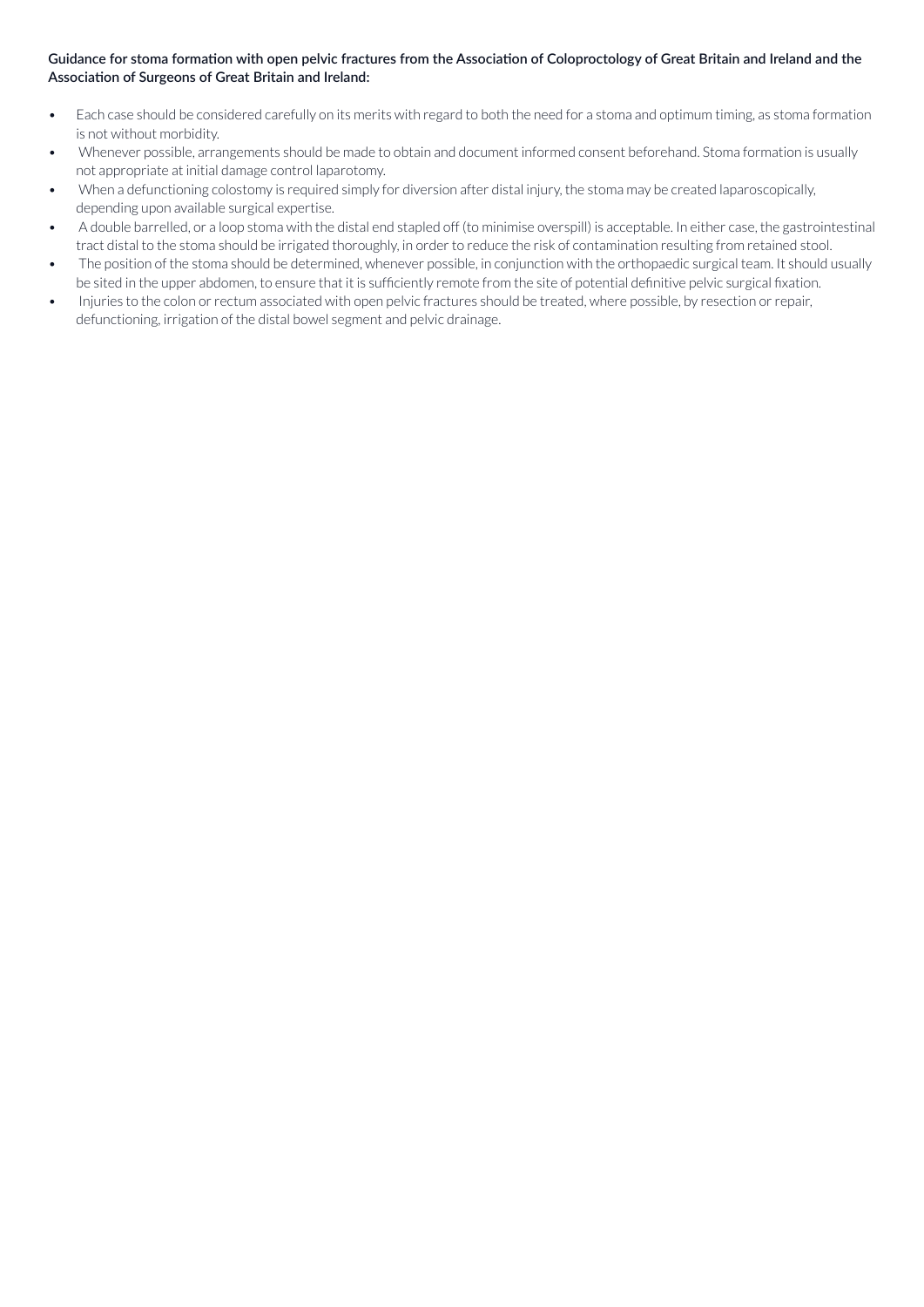**Guidance for stoma formation with open pelvic fractures from the Association of Coloproctology of Great Britain and Ireland and the Association of Surgeons of Great Britain and Ireland:**

- Each case should be considered carefully on its merits with regard to both the need for a stoma and optimum timing, as stoma formation is not without morbidity.
- Whenever possible, arrangements should be made to obtain and document informed consent beforehand. Stoma formation is usually not appropriate at initial damage control laparotomy.
- When a defunctioning colostomy is required simply for diversion after distal injury, the stoma may be created laparoscopically, depending upon available surgical expertise.
- A double barrelled, or a loop stoma with the distal end stapled off (to minimise overspill) is acceptable. In either case, the gastrointestinal tract distal to the stoma should be irrigated thoroughly, in order to reduce the risk of contamination resulting from retained stool.
- The position of the stoma should be determined, whenever possible, in conjunction with the orthopaedic surgical team. It should usually be sited in the upper abdomen, to ensure that it is sufficiently remote from the site of potential definitive pelvic surgical fixation.
- Injuries to the colon or rectum associated with open pelvic fractures should be treated, where possible, by resection or repair, defunctioning, irrigation of the distal bowel segment and pelvic drainage.